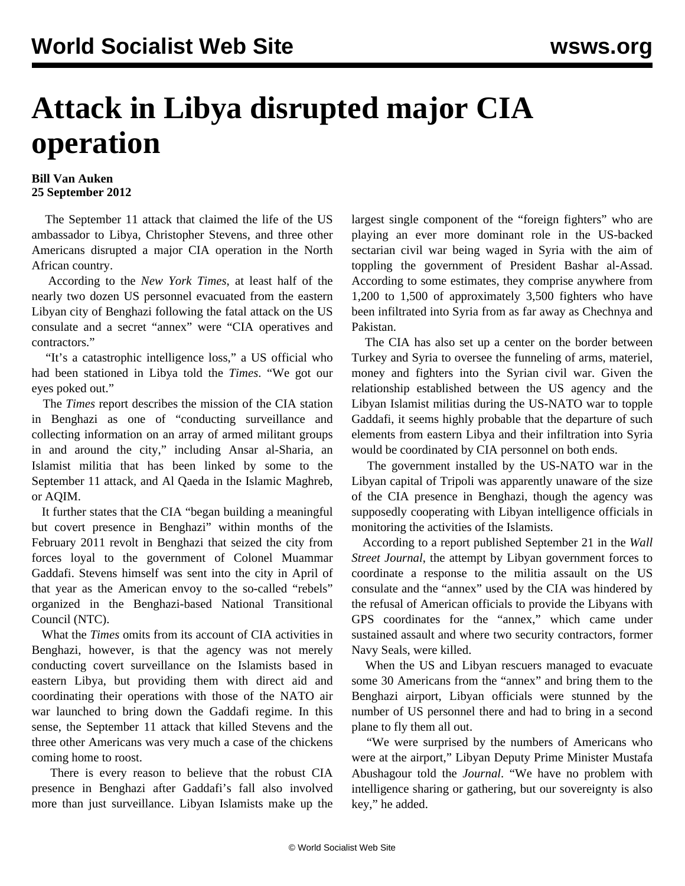# Attack in Libya disrupted major CIA operation

**Bill Van Auken**
**25 September 2012**

The September 11 attack that claimed the life of the US ambassador to Libya, Christopher Stevens, and three other Americans disrupted a major CIA operation in the North African country.

According to the *New York Times*, at least half of the nearly two dozen US personnel evacuated from the eastern Libyan city of Benghazi following the fatal attack on the US consulate and a secret "annex" were "CIA operatives and contractors."

"It's a catastrophic intelligence loss," a US official who had been stationed in Libya told the *Times*. "We got our eyes poked out."

The *Times* report describes the mission of the CIA station in Benghazi as one of "conducting surveillance and collecting information on an array of armed militant groups in and around the city," including Ansar al-Sharia, an Islamist militia that has been linked by some to the September 11 attack, and Al Qaeda in the Islamic Maghreb, or AQIM.

It further states that the CIA "began building a meaningful but covert presence in Benghazi" within months of the February 2011 revolt in Benghazi that seized the city from forces loyal to the government of Colonel Muammar Gaddafi. Stevens himself was sent into the city in April of that year as the American envoy to the so-called "rebels" organized in the Benghazi-based National Transitional Council (NTC).

What the *Times* omits from its account of CIA activities in Benghazi, however, is that the agency was not merely conducting covert surveillance on the Islamists based in eastern Libya, but providing them with direct aid and coordinating their operations with those of the NATO air war launched to bring down the Gaddafi regime. In this sense, the September 11 attack that killed Stevens and the three other Americans was very much a case of the chickens coming home to roost.

There is every reason to believe that the robust CIA presence in Benghazi after Gaddafi's fall also involved more than just surveillance. Libyan Islamists make up the largest single component of the "foreign fighters" who are playing an ever more dominant role in the US-backed sectarian civil war being waged in Syria with the aim of toppling the government of President Bashar al-Assad. According to some estimates, they comprise anywhere from 1,200 to 1,500 of approximately 3,500 fighters who have been infiltrated into Syria from as far away as Chechnya and Pakistan.

The CIA has also set up a center on the border between Turkey and Syria to oversee the funneling of arms, materiel, money and fighters into the Syrian civil war. Given the relationship established between the US agency and the Libyan Islamist militias during the US-NATO war to topple Gaddafi, it seems highly probable that the departure of such elements from eastern Libya and their infiltration into Syria would be coordinated by CIA personnel on both ends.

The government installed by the US-NATO war in the Libyan capital of Tripoli was apparently unaware of the size of the CIA presence in Benghazi, though the agency was supposedly cooperating with Libyan intelligence officials in monitoring the activities of the Islamists.

According to a report published September 21 in the *Wall Street Journal*, the attempt by Libyan government forces to coordinate a response to the militia assault on the US consulate and the "annex" used by the CIA was hindered by the refusal of American officials to provide the Libyans with GPS coordinates for the "annex," which came under sustained assault and where two security contractors, former Navy Seals, were killed.

When the US and Libyan rescuers managed to evacuate some 30 Americans from the "annex" and bring them to the Benghazi airport, Libyan officials were stunned by the number of US personnel there and had to bring in a second plane to fly them all out.

"We were surprised by the numbers of Americans who were at the airport," Libyan Deputy Prime Minister Mustafa Abushagour told the *Journal*. "We have no problem with intelligence sharing or gathering, but our sovereignty is also key," he added.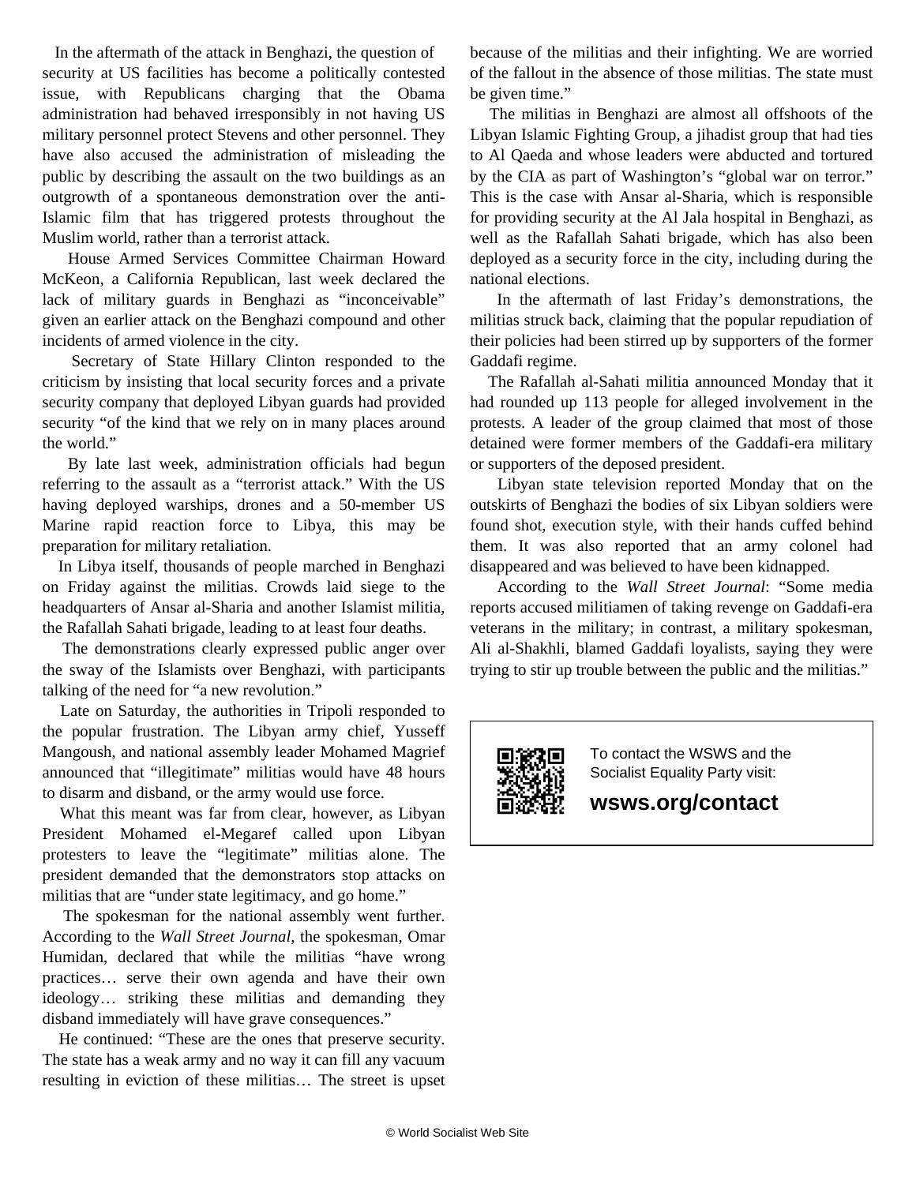In the aftermath of the attack in Benghazi, the question of security at US facilities has become a politically contested issue, with Republicans charging that the Obama administration had behaved irresponsibly in not having US military personnel protect Stevens and other personnel. They have also accused the administration of misleading the public by describing the assault on the two buildings as an outgrowth of a spontaneous demonstration over the anti-Islamic film that has triggered protests throughout the Muslim world, rather than a terrorist attack.

House Armed Services Committee Chairman Howard McKeon, a California Republican, last week declared the lack of military guards in Benghazi as "inconceivable" given an earlier attack on the Benghazi compound and other incidents of armed violence in the city.

Secretary of State Hillary Clinton responded to the criticism by insisting that local security forces and a private security company that deployed Libyan guards had provided security "of the kind that we rely on in many places around the world."

By late last week, administration officials had begun referring to the assault as a "terrorist attack." With the US having deployed warships, drones and a 50-member US Marine rapid reaction force to Libya, this may be preparation for military retaliation.

In Libya itself, thousands of people marched in Benghazi on Friday against the militias. Crowds laid siege to the headquarters of Ansar al-Sharia and another Islamist militia, the Rafallah Sahati brigade, leading to at least four deaths.

The demonstrations clearly expressed public anger over the sway of the Islamists over Benghazi, with participants talking of the need for "a new revolution."

Late on Saturday, the authorities in Tripoli responded to the popular frustration. The Libyan army chief, Yusseff Mangoush, and national assembly leader Mohamed Magrief announced that "illegitimate" militias would have 48 hours to disarm and disband, or the army would use force.

What this meant was far from clear, however, as Libyan President Mohamed el-Megaref called upon Libyan protesters to leave the "legitimate" militias alone. The president demanded that the demonstrators stop attacks on militias that are "under state legitimacy, and go home."

The spokesman for the national assembly went further. According to the *Wall Street Journal*, the spokesman, Omar Humidan, declared that while the militias "have wrong practices… serve their own agenda and have their own ideology… striking these militias and demanding they disband immediately will have grave consequences."

He continued: "These are the ones that preserve security. The state has a weak army and no way it can fill any vacuum resulting in eviction of these militias… The street is upset because of the militias and their infighting. We are worried of the fallout in the absence of those militias. The state must be given time."

The militias in Benghazi are almost all offshoots of the Libyan Islamic Fighting Group, a jihadist group that had ties to Al Qaeda and whose leaders were abducted and tortured by the CIA as part of Washington's "global war on terror." This is the case with Ansar al-Sharia, which is responsible for providing security at the Al Jala hospital in Benghazi, as well as the Rafallah Sahati brigade, which has also been deployed as a security force in the city, including during the national elections.

In the aftermath of last Friday's demonstrations, the militias struck back, claiming that the popular repudiation of their policies had been stirred up by supporters of the former Gaddafi regime.

The Rafallah al-Sahati militia announced Monday that it had rounded up 113 people for alleged involvement in the protests. A leader of the group claimed that most of those detained were former members of the Gaddafi-era military or supporters of the deposed president.

Libyan state television reported Monday that on the outskirts of Benghazi the bodies of six Libyan soldiers were found shot, execution style, with their hands cuffed behind them. It was also reported that an army colonel had disappeared and was believed to have been kidnapped.

According to the *Wall Street Journal*: "Some media reports accused militiamen of taking revenge on Gaddafi-era veterans in the military; in contrast, a military spokesman, Ali al-Shakhli, blamed Gaddafi loyalists, saying they were trying to stir up trouble between the public and the militias."

To contact the WSWS and the Socialist Equality Party visit:

**wsws.org/contact**